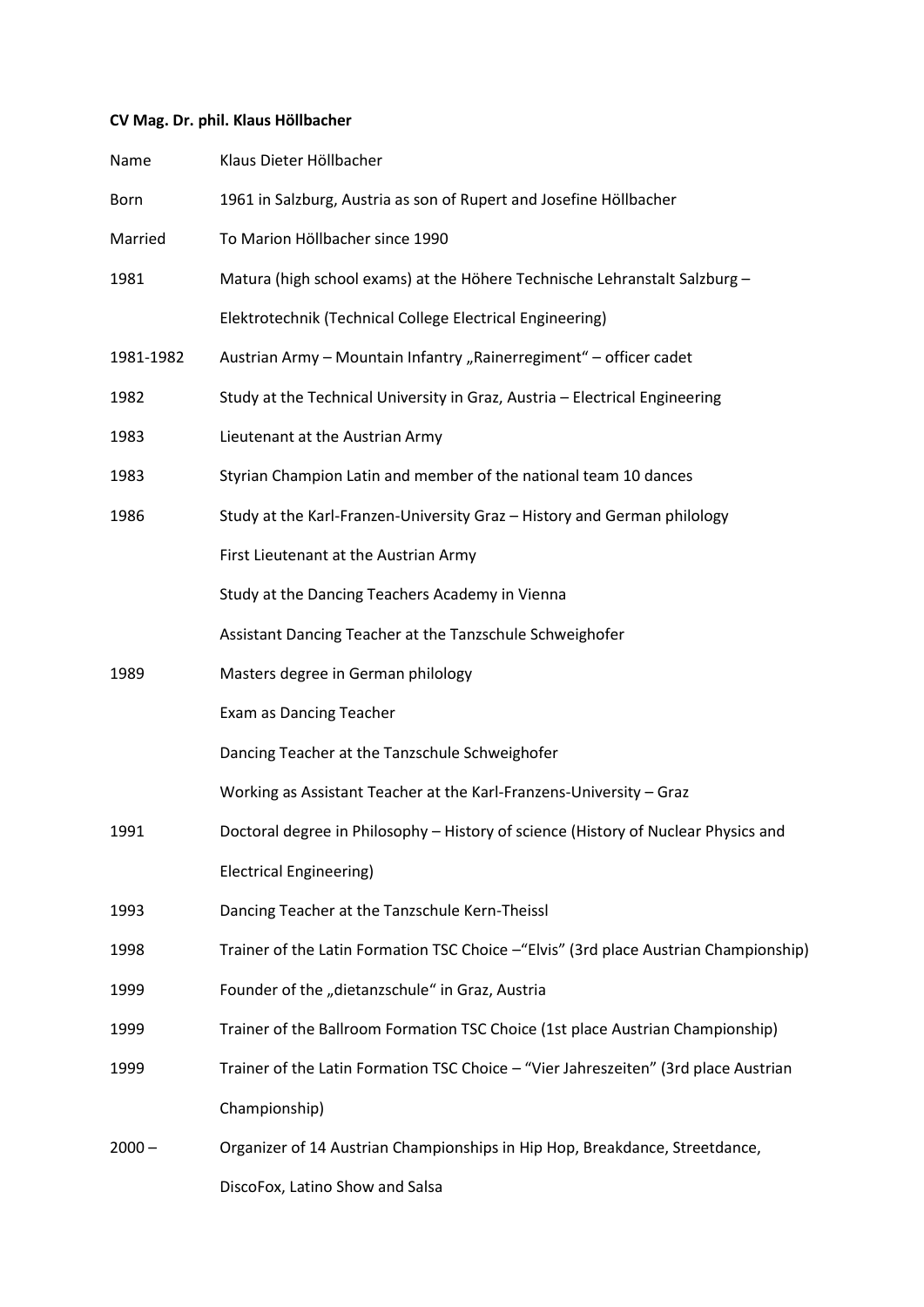**CV Mag. Dr. phil. Klaus Höllbacher**

| | |
|---|---|
| Name | Klaus Dieter Höllbacher |
| Born | 1961 in Salzburg, Austria as son of Rupert and Josefine Höllbacher |
| Married | To Marion Höllbacher since 1990 |
| 1981 | Matura (high school exams) at the Höhere Technische Lehranstalt Salzburg – Elektrotechnik (Technical College Electrical Engineering) |
| 1981-1982 | Austrian Army – Mountain Infantry „Rainerregiment“ – officer cadet |
| 1982 | Study at the Technical University in Graz, Austria – Electrical Engineering |
| 1983 | Lieutenant at the Austrian Army |
| 1983 | Styrian Champion Latin and member of the national team 10 dances |
| 1986 | Study at the Karl-Franzen-University Graz – History and German philology |
| | First Lieutenant at the Austrian Army |
| | Study at the Dancing Teachers Academy in Vienna |
| | Assistant Dancing Teacher at the Tanzschule Schweighofer |
| 1989 | Masters degree in German philology |
| | Exam as Dancing Teacher |
| | Dancing Teacher at the Tanzschule Schweighofer |
| | Working as Assistant Teacher at the Karl-Franzens-University – Graz |
| 1991 | Doctoral degree in Philosophy – History of science (History of Nuclear Physics and Electrical Engineering) |
| 1993 | Dancing Teacher at the Tanzschule Kern-Theissl |
| 1998 | Trainer of the Latin Formation TSC Choice –"Elvis" (3rd place Austrian Championship) |
| 1999 | Founder of the „dietanzschule“ in Graz, Austria |
| 1999 | Trainer of the Ballroom Formation TSC Choice (1st place Austrian Championship) |
| 1999 | Trainer of the Latin Formation TSC Choice – "Vier Jahreszeiten" (3rd place Austrian Championship) |
| 2000 – | Organizer of 14 Austrian Championships in Hip Hop, Breakdance, Streetdance, DiscoFox, Latino Show and Salsa |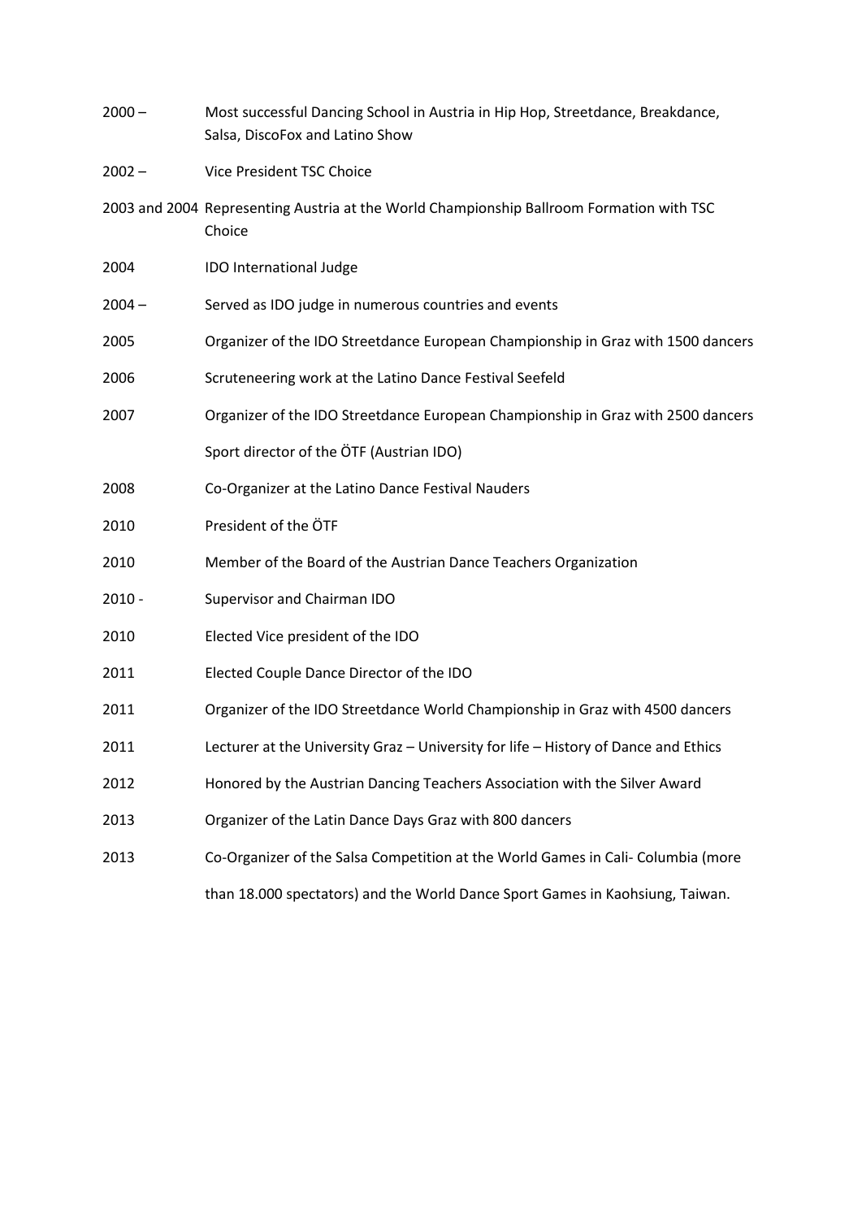| | |
|---|---|
| 2000 – | Most successful Dancing School in Austria in Hip Hop, Streetdance, Breakdance, Salsa, DiscoFox and Latino Show |
| 2002 – | Vice President TSC Choice |
| 2003 and 2004 | Representing Austria at the World Championship Ballroom Formation with TSC Choice |
| 2004 | IDO International Judge |
| 2004 – | Served as IDO judge in numerous countries and events |
| 2005 | Organizer of the IDO Streetdance European Championship in Graz with 1500 dancers |
| 2006 | Scruteneering work at the Latino Dance Festival Seefeld |
| 2007 | Organizer of the IDO Streetdance European Championship in Graz with 2500 dancers |
| | Sport director of the ÖTF (Austrian IDO) |
| 2008 | Co-Organizer at the Latino Dance Festival Nauders |
| 2010 | President of the ÖTF |
| 2010 | Member of the Board of the Austrian Dance Teachers Organization |
| 2010 - | Supervisor and Chairman IDO |
| 2010 | Elected Vice president of the IDO |
| 2011 | Elected Couple Dance Director of the IDO |
| 2011 | Organizer of the IDO Streetdance World Championship in Graz with 4500 dancers |
| 2011 | Lecturer at the University Graz – University for life – History of Dance and Ethics |
| 2012 | Honored by the Austrian Dancing Teachers Association with the Silver Award |
| 2013 | Organizer of the Latin Dance Days Graz with 800 dancers |
| 2013 | Co-Organizer of the Salsa Competition at the World Games in Cali- Columbia (more than 18.000 spectators) and the World Dance Sport Games in Kaohsiung, Taiwan. |